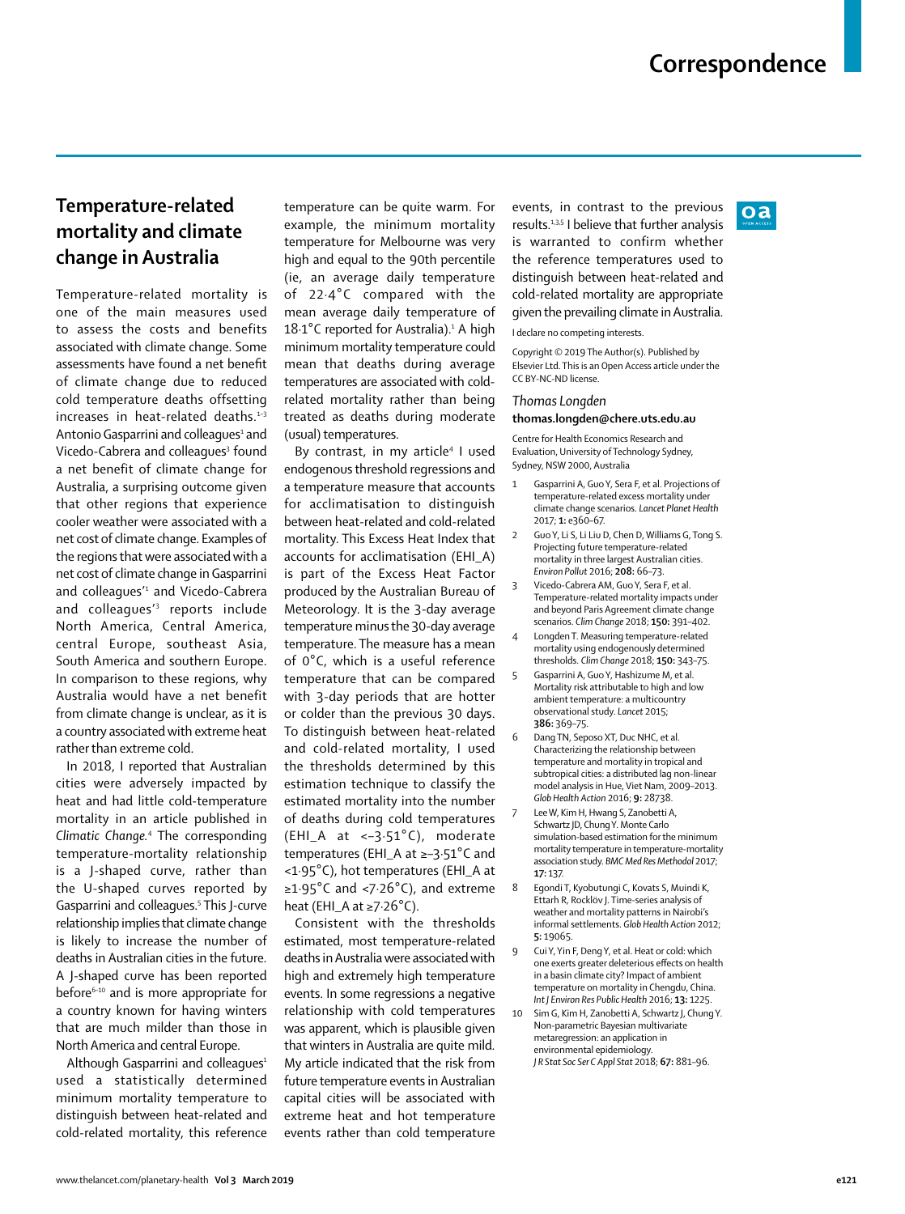# Correspondence

## Temperature-related mortality and climate change in Australia

Temperature-related mortality is one of the main measures used to assess the costs and benefits associated with climate change. Some assessments have found a net benefit of climate change due to reduced cold temperature deaths offsetting increases in heat-related deaths.[1–3] Antonio Gasparrini and colleagues[1] and Vicedo-Cabrera and colleagues[3] found a net benefit of climate change for Australia, a surprising outcome given that other regions that experience cooler weather were associated with a net cost of climate change. Examples of the regions that were associated with a net cost of climate change in Gasparrini and colleagues'[1] and Vicedo-Cabrera and colleagues'[3] reports include North America, Central America, central Europe, southeast Asia, South America and southern Europe. In comparison to these regions, why Australia would have a net benefit from climate change is unclear, as it is a country associated with extreme heat rather than extreme cold.

In 2018, I reported that Australian cities were adversely impacted by heat and had little cold-temperature mortality in an article published in *Climatic Change*.[4] The corresponding temperature-mortality relationship is a J-shaped curve, rather than the U-shaped curves reported by Gasparrini and colleagues.[5] This J-curve relationship implies that climate change is likely to increase the number of deaths in Australian cities in the future. A J-shaped curve has been reported before[6–10] and is more appropriate for a country known for having winters that are much milder than those in North America and central Europe.

Although Gasparrini and colleagues[1] used a statistically determined minimum mortality temperature to distinguish between heat-related and cold-related mortality, this reference temperature can be quite warm. For example, the minimum mortality temperature for Melbourne was very high and equal to the 90th percentile (ie, an average daily temperature of 22·4°C compared with the mean average daily temperature of 18·1°C reported for Australia).[1] A high minimum mortality temperature could mean that deaths during average temperatures are associated with cold-related mortality rather than being treated as deaths during moderate (usual) temperatures.

By contrast, in my article[4] I used endogenous threshold regressions and a temperature measure that accounts for acclimatisation to distinguish between heat-related and cold-related mortality. This Excess Heat Index that accounts for acclimatisation (EHI_A) is part of the Excess Heat Factor produced by the Australian Bureau of Meteorology. It is the 3-day average temperature minus the 30-day average temperature. The measure has a mean of 0°C, which is a useful reference temperature that can be compared with 3-day periods that are hotter or colder than the previous 30 days. To distinguish between heat-related and cold-related mortality, I used the thresholds determined by this estimation technique to classify the estimated mortality into the number of deaths during cold temperatures (EHI_A at <–3·51°C), moderate temperatures (EHI_A at ≥–3·51°C and <1·95°C), hot temperatures (EHI_A at ≥1·95°C and <7·26°C), and extreme heat (EHI_A at ≥7·26°C).

Consistent with the thresholds estimated, most temperature-related deaths in Australia were associated with high and extremely high temperature events. In some regressions a negative relationship with cold temperatures was apparent, which is plausible given that winters in Australia are quite mild. My article indicated that the risk from future temperature events in Australian capital cities will be associated with extreme heat and hot temperature events rather than cold temperature events, in contrast to the previous results.[1,3,5] I believe that further analysis is warranted to confirm whether the reference temperatures used to distinguish between heat-related and cold-related mortality are appropriate given the prevailing climate in Australia.

I declare no competing interests.

Copyright © 2019 The Author(s). Published by Elsevier Ltd. This is an Open Access article under the CC BY-NC-ND license.

*Thomas Longden*
**thomas.longden@chere.uts.edu.au**

Centre for Health Economics Research and Evaluation, University of Technology Sydney, Sydney, NSW 2000, Australia

1. Gasparrini A, Guo Y, Sera F, et al. Projections of temperature-related excess mortality under climate change scenarios. *Lancet Planet Health* 2017; **1:** e360–67.
2. Guo Y, Li S, Li Liu D, Chen D, Williams G, Tong S. Projecting future temperature-related mortality in three largest Australian cities. *Environ Pollut* 2016; **208:** 66–73.
3. Vicedo-Cabrera AM, Guo Y, Sera F, et al. Temperature-related mortality impacts under and beyond Paris Agreement climate change scenarios. *Clim Change* 2018; **150:** 391–402.
4. Longden T. Measuring temperature-related mortality using endogenously determined thresholds. *Clim Change* 2018; **150:** 343–75.
5. Gasparrini A, Guo Y, Hashizume M, et al. Mortality risk attributable to high and low ambient temperature: a multicountry observational study. *Lancet* 2015; **386:** 369–75.
6. Dang TN, Seposo XT, Duc NHC, et al. Characterizing the relationship between temperature and mortality in tropical and subtropical cities: a distributed lag non-linear model analysis in Hue, Viet Nam, 2009–2013. *Glob Health Action* 2016; **9:** 28738.
7. Lee W, Kim H, Hwang S, Zanobetti A, Schwartz JD, Chung Y. Monte Carlo simulation-based estimation for the minimum mortality temperature in temperature-mortality association study. *BMC Med Res Methodol* 2017; **17:** 137.
8. Egondi T, Kyobutungi C, Kovats S, Muindi K, Ettarh R, Rocklöv J. Time-series analysis of weather and mortality patterns in Nairobi's informal settlements. *Glob Health Action* 2012; **5:** 19065.
9. Cui Y, Yin F, Deng Y, et al. Heat or cold: which one exerts greater deleterious effects on health in a basin climate city? Impact of ambient temperature on mortality in Chengdu, China. *Int J Environ Res Public Health* 2016; **13:** 1225.
10. Sim G, Kim H, Zanobetti A, Schwartz J, Chung Y. Non-parametric Bayesian multivariate metaregression: an application in environmental epidemiology. *J R Stat Soc Ser C Appl Stat* 2018; **67:** 881–96.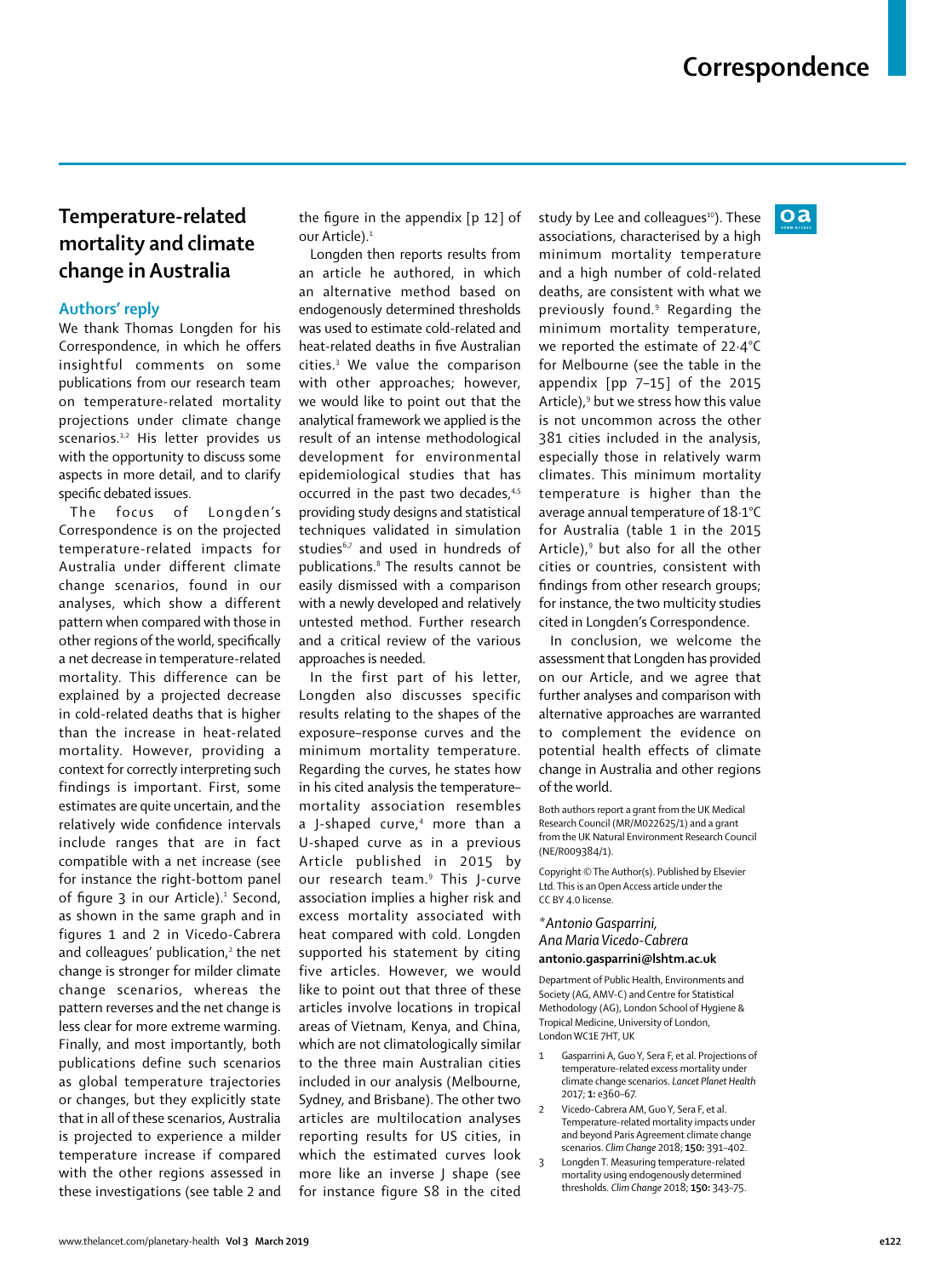# Temperature-related mortality and climate change in Australia

## Authors' reply

We thank Thomas Longden for his Correspondence, in which he offers insightful comments on some publications from our research team on temperature-related mortality projections under climate change scenarios.[1,2] His letter provides us with the opportunity to discuss some aspects in more detail, and to clarify specific debated issues.

The focus of Longden's Correspondence is on the projected temperature-related impacts for Australia under different climate change scenarios, found in our analyses, which show a different pattern when compared with those in other regions of the world, specifically a net decrease in temperature-related mortality. This difference can be explained by a projected decrease in cold-related deaths that is higher than the increase in heat-related mortality. However, providing a context for correctly interpreting such findings is important. First, some estimates are quite uncertain, and the relatively wide confidence intervals include ranges that are in fact compatible with a net increase (see for instance the right-bottom panel of figure 3 in our Article).[1] Second, as shown in the same graph and in figures 1 and 2 in Vicedo-Cabrera and colleagues' publication,[2] the net change is stronger for milder climate change scenarios, whereas the pattern reverses and the net change is less clear for more extreme warming. Finally, and most importantly, both publications define such scenarios as global temperature trajectories or changes, but they explicitly state that in all of these scenarios, Australia is projected to experience a milder temperature increase if compared with the other regions assessed in these investigations (see table 2 and the figure in the appendix [p 12] of our Article).[1]

Longden then reports results from an article he authored, in which an alternative method based on endogenously determined thresholds was used to estimate cold-related and heat-related deaths in five Australian cities.[3] We value the comparison with other approaches; however, we would like to point out that the analytical framework we applied is the result of an intense methodological development for environmental epidemiological studies that has occurred in the past two decades,[4,5] providing study designs and statistical techniques validated in simulation studies[6,7] and used in hundreds of publications.[8] The results cannot be easily dismissed with a comparison with a newly developed and relatively untested method. Further research and a critical review of the various approaches is needed.

In the first part of his letter, Longden also discusses specific results relating to the shapes of the exposure–response curves and the minimum mortality temperature. Regarding the curves, he states how in his cited analysis the temperature–mortality association resembles a J-shaped curve,[4] more than a U-shaped curve as in a previous Article published in 2015 by our research team.[9] This J-curve association implies a higher risk and excess mortality associated with heat compared with cold. Longden supported his statement by citing five articles. However, we would like to point out that three of these articles involve locations in tropical areas of Vietnam, Kenya, and China, which are not climatologically similar to the three main Australian cities included in our analysis (Melbourne, Sydney, and Brisbane). The other two articles are multilocation analyses reporting results for US cities, in which the estimated curves look more like an inverse J shape (see for instance figure S8 in the cited study by Lee and colleagues[10]). These associations, characterised by a high minimum mortality temperature and a high number of cold-related deaths, are consistent with what we previously found.[9] Regarding the minimum mortality temperature, we reported the estimate of 22·4°C for Melbourne (see the table in the appendix [pp 7–15] of the 2015 Article),[9] but we stress how this value is not uncommon across the other 381 cities included in the analysis, especially those in relatively warm climates. This minimum mortality temperature is higher than the average annual temperature of 18·1°C for Australia (table 1 in the 2015 Article),[9] but also for all the other cities or countries, consistent with findings from other research groups; for instance, the two multicity studies cited in Longden's Correspondence.

In conclusion, we welcome the assessment that Longden has provided on our Article, and we agree that further analyses and comparison with alternative approaches are warranted to complement the evidence on potential health effects of climate change in Australia and other regions of the world.

Both authors report a grant from the UK Medical Research Council (MR/M022625/1) and a grant from the UK Natural Environment Research Council (NE/R009384/1).

Copyright © The Author(s). Published by Elsevier Ltd. This is an Open Access article under the CC BY 4.0 license.

*Antonio Gasparrini, Ana Maria Vicedo-Cabrera*
**antonio.gasparrini@lshtm.ac.uk**

Department of Public Health, Environments and Society (AG, AMV-C) and Centre for Statistical Methodology (AG), London School of Hygiene & Tropical Medicine, University of London, London WC1E 7HT, UK

1. Gasparrini A, Guo Y, Sera F, et al. Projections of temperature-related excess mortality under climate change scenarios. *Lancet Planet Health* 2017; **1:** e360–67.
2. Vicedo-Cabrera AM, Guo Y, Sera F, et al. Temperature-related mortality impacts under and beyond Paris Agreement climate change scenarios. *Clim Change* 2018; **150:** 391–402.
3. Longden T. Measuring temperature-related mortality using endogenously determined thresholds. *Clim Change* 2018; **150:** 343–75.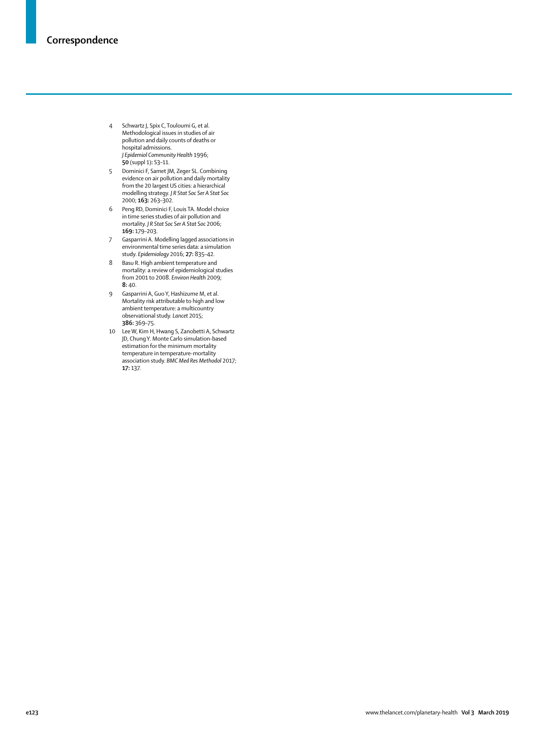4. Schwartz J, Spix C, Touloumi G, et al. Methodological issues in studies of air pollution and daily counts of deaths or hospital admissions. *J Epidemiol Community Health* 1996; **50** (suppl 1)**:** S3–11.
5. Dominici F, Samet JM, Zeger SL. Combining evidence on air pollution and daily mortality from the 20 largest US cities: a hierarchical modelling strategy. *J R Stat Soc Ser A Stat Soc* 2000; **163:** 263–302.
6. Peng RD, Dominici F, Louis TA. Model choice in time series studies of air pollution and mortality. *J R Stat Soc Ser A Stat Soc* 2006; **169:** 179–203.
7. Gasparrini A. Modelling lagged associations in environmental time series data: a simulation study. *Epidemiology* 2016; **27:** 835–42.
8. Basu R. High ambient temperature and mortality: a review of epidemiological studies from 2001 to 2008. *Environ Health* 2009; **8:** 40.
9. Gasparrini A, Guo Y, Hashizume M, et al. Mortality risk attributable to high and low ambient temperature: a multicountry observational study. *Lancet* 2015; **386:** 369–75.
10. Lee W, Kim H, Hwang S, Zanobetti A, Schwartz JD, Chung Y. Monte Carlo simulation-based estimation for the minimum mortality temperature in temperature-mortality association study. *BMC Med Res Methodol* 2017; **17:** 137.